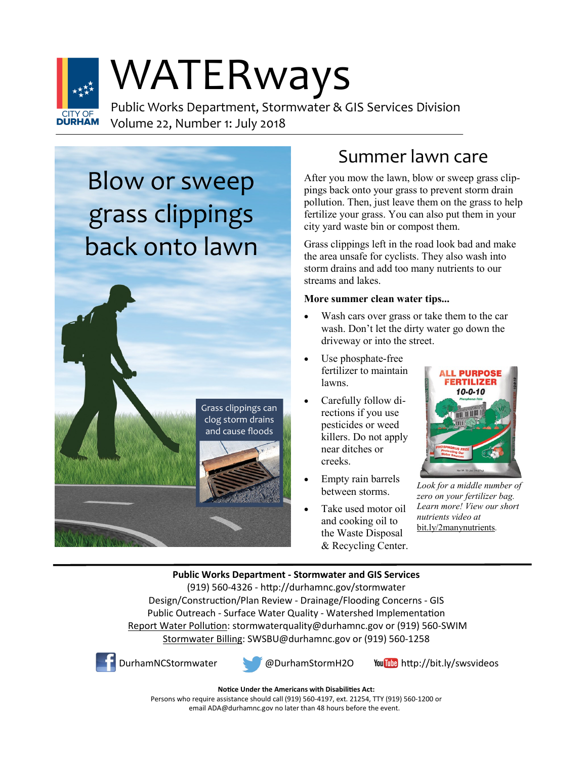# WATERways

Public Works Department, Stormwater & GIS Services Division

Volume 22, Number 1: July 2018

## Blow or sweep grass clippings back onto lawn

Grass clippings can clog storm drains and cause floods

## Summer lawn care

After you mow the lawn, blow or sweep grass clippings back onto your grass to prevent storm drain pollution. Then, just leave them on the grass to help fertilize your grass. You can also put them in your city yard waste bin or compost them.

Grass clippings left in the road look bad and make the area unsafe for cyclists. They also wash into storm drains and add too many nutrients to our streams and lakes.

**More summer clean water tips...**

- Wash cars over grass or take them to the car wash. Don't let the dirty water go down the driveway or into the street.
- Use phosphate-free fertilizer to maintain lawns.
- Carefully follow directions if you use pesticides or weed killers. Do not apply near ditches or creeks.
- Empty rain barrels between storms.
- Take used motor oil and cooking oil to the Waste Disposal & Recycling Center.

*Look for a middle number of zero on your fertilizer bag. Learn more! View our short nutrients video at* bit.ly/2manynutrients.

---

**Public Works Department - Stormwater and GIS Services**

(919) 560-4326 - http://durhamnc.gov/stormwater

Design/Construction/Plan Review - Drainage/Flooding Concerns - GIS

Public Outreach - Surface Water Quality - Watershed Implementation

Report Water Pollution: stormwaterquality@durhamnc.gov or (919) 560-SWIM

Stormwater Billing: SWSBU@durhamnc.gov or (919) 560-1258

DurhamNCStormwater @DurhamStormH2O http://bit.ly/swsvideos

**Notice Under the Americans with Disabilities Act:**

Persons who require assistance should call (919) 560-4197, ext. 21254, TTY (919) 560-1200 or email ADA@durhamnc.gov no later than 48 hours before the event.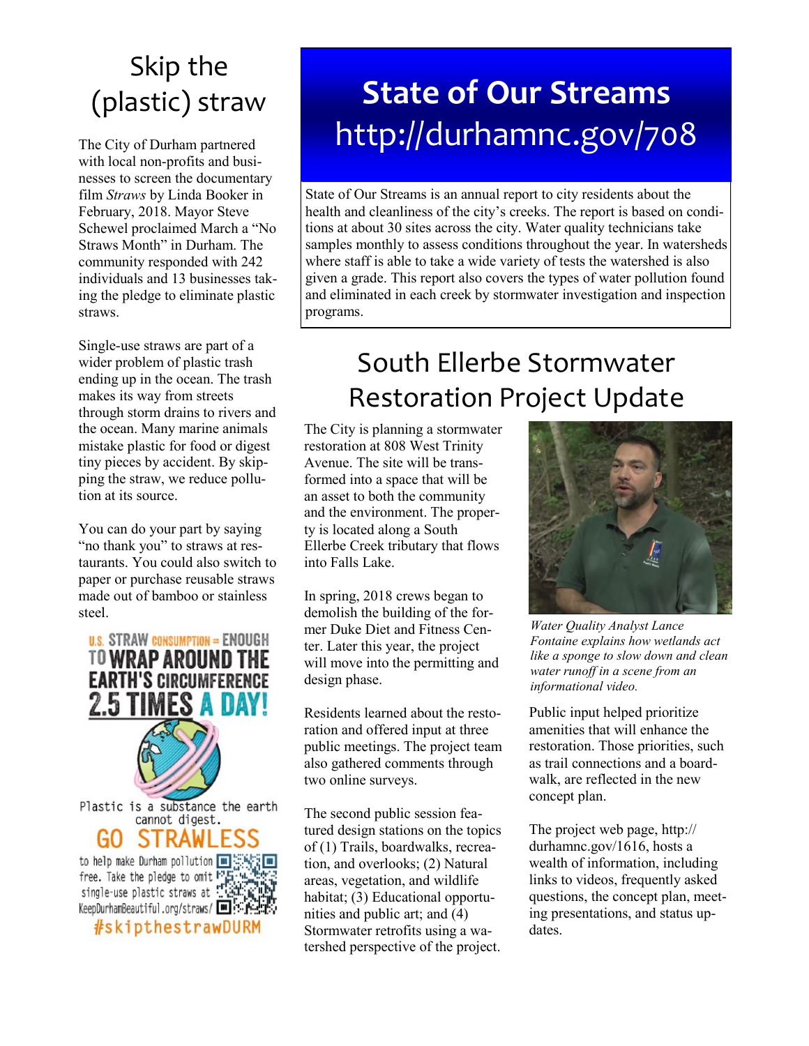# Skip the (plastic) straw

The City of Durham partnered with local non-profits and businesses to screen the documentary film *Straws* by Linda Booker in February, 2018. Mayor Steve Schewel proclaimed March a "No Straws Month" in Durham. The community responded with 242 individuals and 13 businesses taking the pledge to eliminate plastic straws.

Single-use straws are part of a wider problem of plastic trash ending up in the ocean. The trash makes its way from streets through storm drains to rivers and the ocean. Many marine animals mistake plastic for food or digest tiny pieces by accident. By skipping the straw, we reduce pollution at its source.

You can do your part by saying "no thank you" to straws at restaurants. You could also switch to paper or purchase reusable straws made out of bamboo or stainless steel.

U.S. STRAW CONSUMPTION = ENOUGH TO WRAP AROUND THE EARTH'S CIRCUMFERENCE 2.5 TIMES A DAY!

Plastic is a substance the earth cannot digest.

GO STRAWLESS

to help make Durham pollution free. Take the pledge to omit single-use plastic straws at KeepDurhamBeautiful.org/straws/

#skipthestrawDURM

# State of Our Streams http://durhamnc.gov/708

State of Our Streams is an annual report to city residents about the health and cleanliness of the city's creeks. The report is based on conditions at about 30 sites across the city. Water quality technicians take samples monthly to assess conditions throughout the year. In watersheds where staff is able to take a wide variety of tests the watershed is also given a grade. This report also covers the types of water pollution found and eliminated in each creek by stormwater investigation and inspection programs.

# South Ellerbe Stormwater Restoration Project Update

The City is planning a stormwater restoration at 808 West Trinity Avenue. The site will be transformed into a space that will be an asset to both the community and the environment. The property is located along a South Ellerbe Creek tributary that flows into Falls Lake.

In spring, 2018 crews began to demolish the building of the former Duke Diet and Fitness Center. Later this year, the project will move into the permitting and design phase.

Residents learned about the restoration and offered input at three public meetings. The project team also gathered comments through two online surveys.

The second public session featured design stations on the topics of (1) Trails, boardwalks, recreation, and overlooks; (2) Natural areas, vegetation, and wildlife habitat; (3) Educational opportunities and public art; and (4) Stormwater retrofits using a watershed perspective of the project.

*Water Quality Analyst Lance Fontaine explains how wetlands act like a sponge to slow down and clean water runoff in a scene from an informational video.*

Public input helped prioritize amenities that will enhance the restoration. Those priorities, such as trail connections and a boardwalk, are reflected in the new concept plan.

The project web page, http://durhamnc.gov/1616, hosts a wealth of information, including links to videos, frequently asked questions, the concept plan, meeting presentations, and status updates.